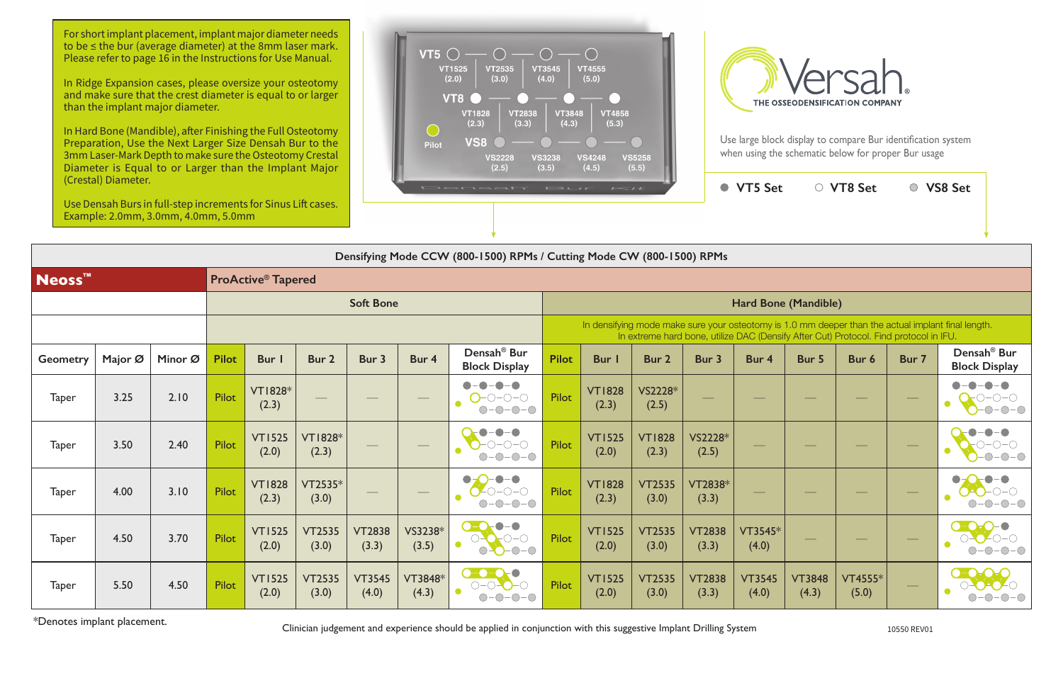For short implant placement, implant major diameter needs to be ≤ the bur (average diameter) at the 8mm laser mark. Please refer to page 16 in the Instructions for Use Manual.

In Ridge Expansion cases, please oversize your osteotomy and make sure that the crest diameter is equal to or larger than the implant major diameter.

In Hard Bone (Mandible), after Finishing the Full Osteotomy Preparation, Use the Next Larger Size Densah Bur to the 3mm Laser-Mark Depth to make sure the Osteotomy Crestal Diameter is Equal to or Larger than the Implant Major (Crestal) Diameter.

Use Densah Burs in full-step increments for Sinus Lift cases. Example: 2.0mm, 3.0mm, 4.0mm, 5.0mm

| | | | | |
|---|---|---|---|---|
| VT5 | VT1525 (2.0) | VT2535 (3.0) | VT3545 (4.0) | VT4555 (5.0) |
| VT8 | VT1828 (2.3) | VT2838 (3.3) | VT3848 (4.3) | VT4858 (5.3) |
| VS8 | VS2228 (2.5) | VS3238 (3.5) | VS4248 (4.5) | VS5258 (5.5) |

Pilot

Densah Bur Kit

# Versah

THE OSSEODENSIFICATION COMPANY

Use large block display to compare Bur identification system when using the schematic below for proper Bur usage

● VT5 Set ○ VT8 Set ◎ VS8 Set

| Densifying Mode CCW (800-1500) RPMs / Cutting Mode CW (800-1500) RPMs | | | | | | | | | | | | | | | | | |
|---|---|---|---|---|---|---|---|---|---|---|---|---|---|---|---|---|---|
| **Neoss™** | | | ProActive® Tapered | | | | | | | | | | | | | | |
| | | | Soft Bone | | | | | | Hard Bone (Mandible) | | | | | | | | |
| | | | | | | | | | In densifying mode make sure your osteotomy is 1.0 mm deeper than the actual implant final length. In extreme hard bone, utilize DAC (Densify After Cut) Protocol. Find protocol in IFU. | | | | | | | | |
| Geometry | Major Ø | Minor Ø | Pilot | Bur 1 | Bur 2 | Bur 3 | Bur 4 | Densah® Bur Block Display | Pilot | Bur 1 | Bur 2 | Bur 3 | Bur 4 | Bur 5 | Bur 6 | Bur 7 | Densah® Bur Block Display |
| Taper | 3.25 | 2.10 | Pilot | VT1828* (2.3) | — | — | — | | Pilot | VT1828 (2.3) | VS2228* (2.5) | — | — | — | — | — | |
| Taper | 3.50 | 2.40 | Pilot | VT1525 (2.0) | VT1828* (2.3) | — | — | | Pilot | VT1525 (2.0) | VT1828 (2.3) | VS2228* (2.5) | — | — | — | — | |
| Taper | 4.00 | 3.10 | Pilot | VT1828 (2.3) | VT2535* (3.0) | — | — | | Pilot | VT1828 (2.3) | VT2535 (3.0) | VT2838* (3.3) | — | — | — | — | |
| Taper | 4.50 | 3.70 | Pilot | VT1525 (2.0) | VT2535 (3.0) | VT2838 (3.3) | VS3238* (3.5) | | Pilot | VT1525 (2.0) | VT2535 (3.0) | VT2838 (3.3) | VT3545* (4.0) | — | — | — | |
| Taper | 5.50 | 4.50 | Pilot | VT1525 (2.0) | VT2535 (3.0) | VT3545 (4.0) | VT3848* (4.3) | | Pilot | VT1525 (2.0) | VT2535 (3.0) | VT2838 (3.3) | VT3545 (4.0) | VT3848 (4.3) | VT4555* (5.0) | — | |

*Denotes implant placement.

Clinician judgement and experience should be applied in conjunction with this suggestive Implant Drilling System

10550 REV01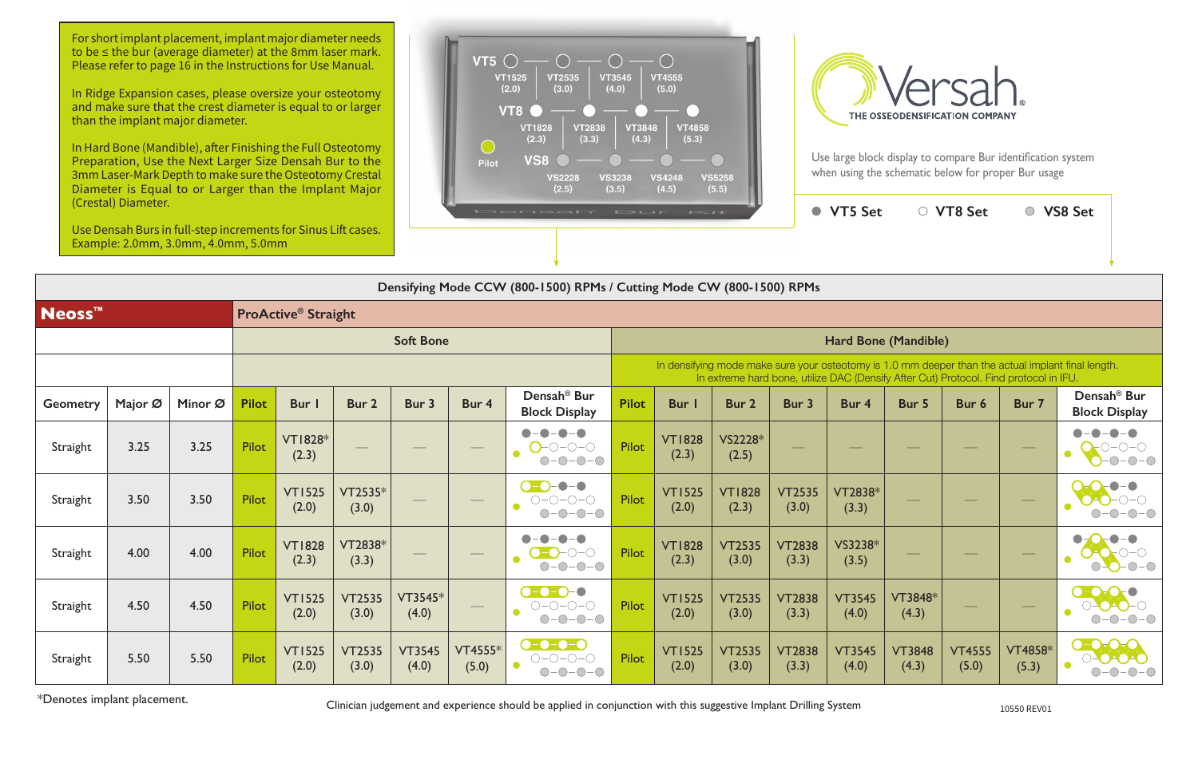For short implant placement, implant major diameter needs to be ≤ the bur (average diameter) at the 8mm laser mark. Please refer to page 16 in the Instructions for Use Manual.

In Ridge Expansion cases, please oversize your osteotomy and make sure that the crest diameter is equal to or larger than the implant major diameter.

In Hard Bone (Mandible), after Finishing the Full Osteotomy Preparation, Use the Next Larger Size Densah Bur to the 3mm Laser-Mark Depth to make sure the Osteotomy Crestal Diameter is Equal to or Larger than the Implant Major (Crestal) Diameter.

Use Densah Burs in full-step increments for Sinus Lift cases. Example: 2.0mm, 3.0mm, 4.0mm, 5.0mm

| | | | | |
|---|---|---|---|---|
| VT5 | VT1525 (2.0) | VT2535 (3.0) | VT3545 (4.0) | VT4555 (5.0) |
| VT8 | VT1828 (2.3) | VT2838 (3.3) | VT3848 (4.3) | VT4858 (5.3) |
| VS8 | VS2228 (2.5) | VS3238 (3.5) | VS4248 (4.5) | VS5258 (5.5) |

Pilot

Densah Bur Kit

Versah® THE OSSEODENSIFICATION COMPANY

Use large block display to compare Bur identification system when using the schematic below for proper Bur usage

● VT5 Set ○ VT8 Set ● VS8 Set

**Densifying Mode CCW (800-1500) RPMs / Cutting Mode CW (800-1500) RPMs**

| **Neoss™** | | | **ProActive® Straight** | | | | | | | | | | | | | | | |
|---|---|---|---|---|---|---|---|---|---|---|---|---|---|---|---|---|---|---|
| | | | **Soft Bone** | | | | | | **Hard Bone (Mandible)** | | | | | | | | | |
| | | | | | | | | | In densifying mode make sure your osteotomy is 1.0 mm deeper than the actual implant final length. In extreme hard bone, utilize DAC (Densify After Cut) Protocol. Find protocol in IFU. | | | | | | | | | |
| **Geometry** | **Major Ø** | **Minor Ø** | **Pilot** | **Bur 1** | **Bur 2** | **Bur 3** | **Bur 4** | **Densah® Bur Block Display** | **Pilot** | **Bur 1** | **Bur 2** | **Bur 3** | **Bur 4** | **Bur 5** | **Bur 6** | **Bur 7** | **Densah® Bur Block Display** | |
| Straight | 3.25 | 3.25 | Pilot | VT1828* (2.3) | — | — | — | | Pilot | VT1828 (2.3) | VS2228* (2.5) | — | — | — | — | — | | |
| Straight | 3.50 | 3.50 | Pilot | VT1525 (2.0) | VT2535* (3.0) | — | — | | Pilot | VT1525 (2.0) | VT1828 (2.3) | VT2535 (3.0) | VT2838* (3.3) | — | — | — | | |
| Straight | 4.00 | 4.00 | Pilot | VT1828 (2.3) | VT2838* (3.3) | — | — | | Pilot | VT1828 (2.3) | VT2535 (3.0) | VT2838 (3.3) | VS3238* (3.5) | — | — | — | | |
| Straight | 4.50 | 4.50 | Pilot | VT1525 (2.0) | VT2535 (3.0) | VT3545* (4.0) | — | | Pilot | VT1525 (2.0) | VT2535 (3.0) | VT2838 (3.3) | VT3545 (4.0) | VT3848* (4.3) | — | — | | |
| Straight | 5.50 | 5.50 | Pilot | VT1525 (2.0) | VT2535 (3.0) | VT3545 (4.0) | VT4555* (5.0) | | Pilot | VT1525 (2.0) | VT2535 (3.0) | VT2838 (3.3) | VT3545 (4.0) | VT3848 (4.3) | VT4555 (5.0) | VT4858* (5.3) | | |

*Denotes implant placement.

Clinician judgement and experience should be applied in conjunction with this suggestive Implant Drilling System

10550 REV01